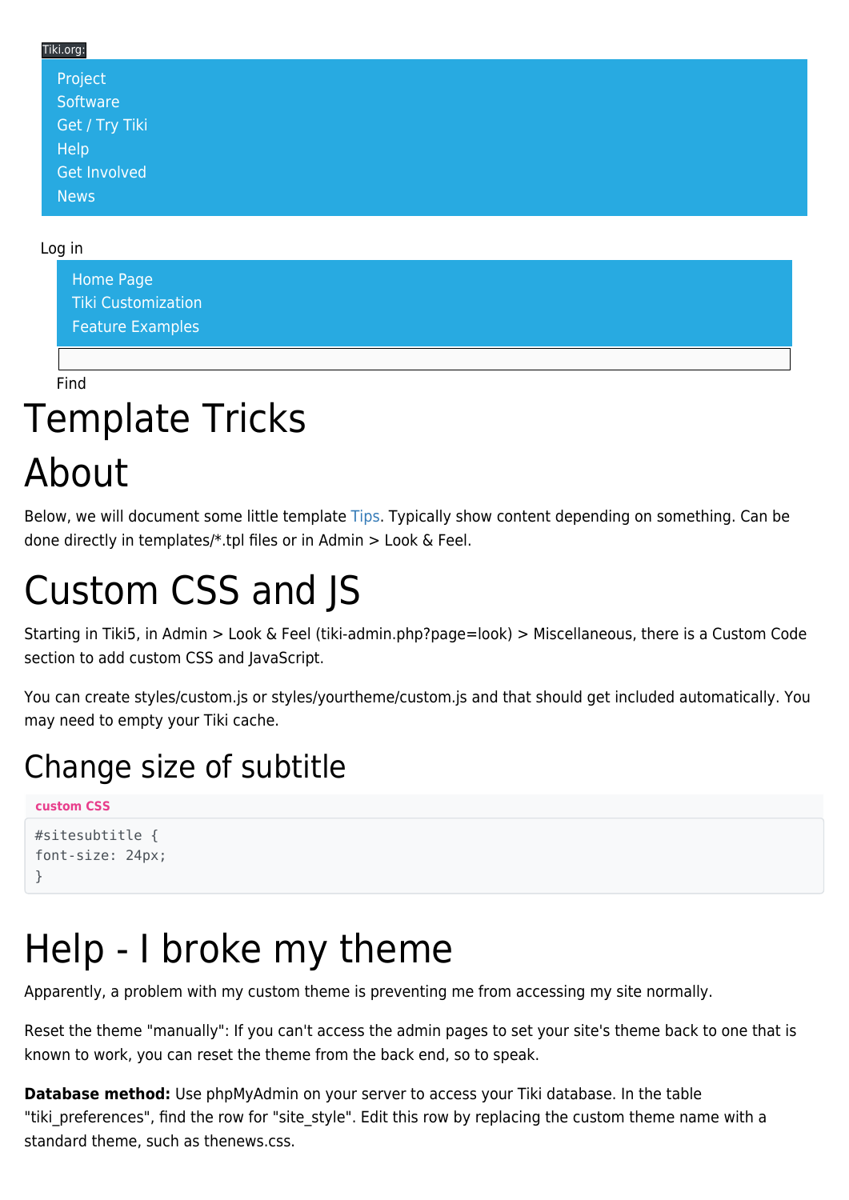Tiki.org:

- Project
- Software
- Get / Try Tiki
- Help
- Get Involved
- News

Log in

- Home Page
- Tiki Customization
- Feature Examples

Find

# Template Tricks

# About

Below, we will document some little template Tips. Typically show content depending on something. Can be done directly in templates/*.tpl files or in Admin > Look & Feel.

# Custom CSS and JS

Starting in Tiki5, in Admin > Look & Feel (tiki-admin.php?page=look) > Miscellaneous, there is a Custom Code section to add custom CSS and JavaScript.

You can create styles/custom.js or styles/yourtheme/custom.js and that should get included automatically. You may need to empty your Tiki cache.

## Change size of subtitle

**custom CSS**

```
#sitesubtitle {
font-size: 24px;
}
```

# Help - I broke my theme

Apparently, a problem with my custom theme is preventing me from accessing my site normally.

Reset the theme "manually": If you can't access the admin pages to set your site's theme back to one that is known to work, you can reset the theme from the back end, so to speak.

**Database method:** Use phpMyAdmin on your server to access your Tiki database. In the table "tiki_preferences", find the row for "site_style". Edit this row by replacing the custom theme name with a standard theme, such as thenews.css.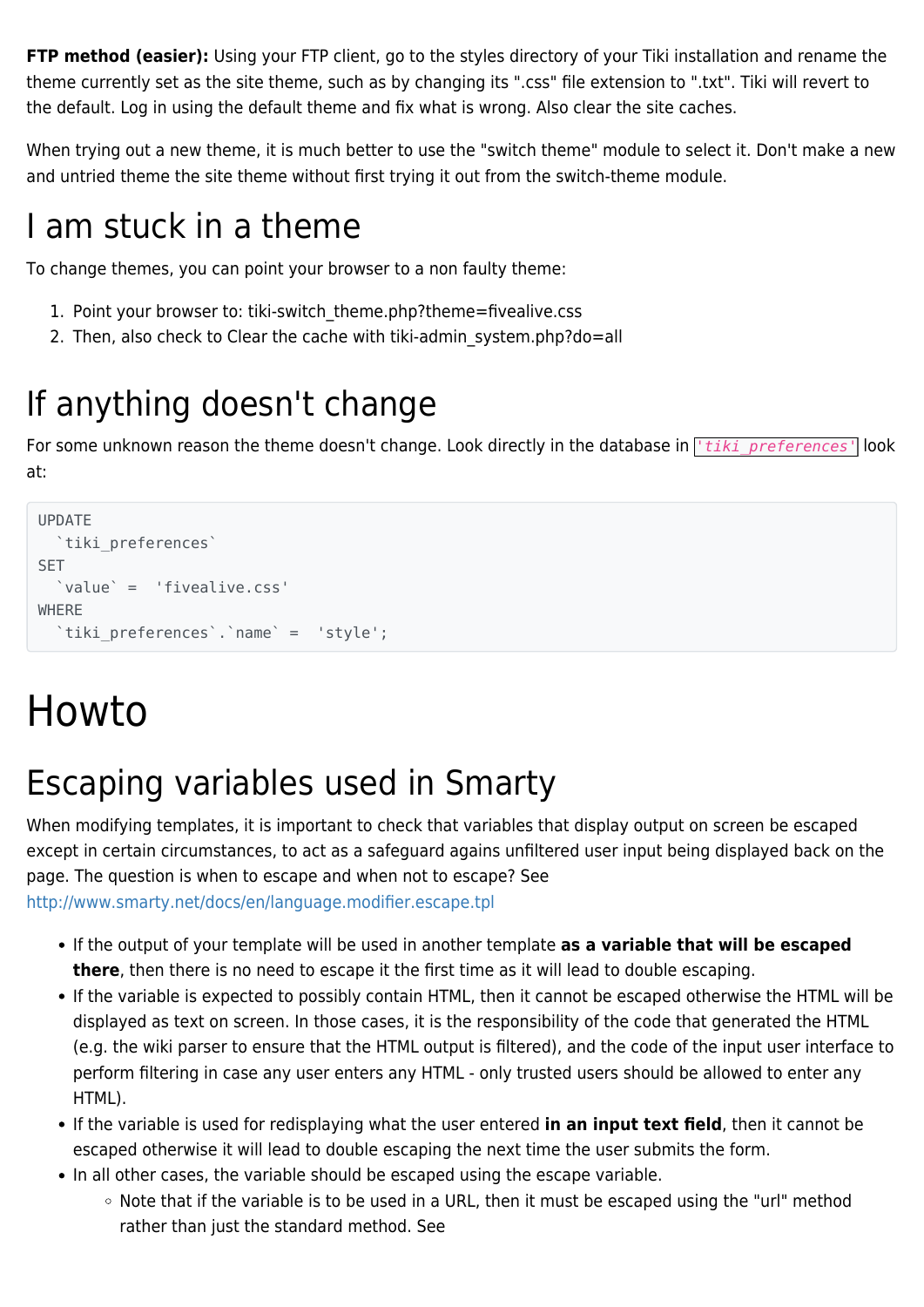**FTP method (easier):** Using your FTP client, go to the styles directory of your Tiki installation and rename the theme currently set as the site theme, such as by changing its ".css" file extension to ".txt". Tiki will revert to the default. Log in using the default theme and fix what is wrong. Also clear the site caches.

When trying out a new theme, it is much better to use the "switch theme" module to select it. Don't make a new and untried theme the site theme without first trying it out from the switch-theme module.

## I am stuck in a theme

To change themes, you can point your browser to a non faulty theme:

1. Point your browser to: tiki-switch_theme.php?theme=fivealive.css
2. Then, also check to Clear the cache with tiki-admin_system.php?do=all

## If anything doesn't change

For some unknown reason the theme doesn't change. Look directly in the database in `'tiki_preferences'` look at:

```
UPDATE
  `tiki_preferences`
SET
  `value` =  'fivealive.css'
WHERE
  `tiki_preferences`.`name` =  'style';
```

# Howto

## Escaping variables used in Smarty

When modifying templates, it is important to check that variables that display output on screen be escaped except in certain circumstances, to act as a safeguard agains unfiltered user input being displayed back on the page. The question is when to escape and when not to escape? See http://www.smarty.net/docs/en/language.modifier.escape.tpl

- If the output of your template will be used in another template **as a variable that will be escaped there**, then there is no need to escape it the first time as it will lead to double escaping.
- If the variable is expected to possibly contain HTML, then it cannot be escaped otherwise the HTML will be displayed as text on screen. In those cases, it is the responsibility of the code that generated the HTML (e.g. the wiki parser to ensure that the HTML output is filtered), and the code of the input user interface to perform filtering in case any user enters any HTML - only trusted users should be allowed to enter any HTML).
- If the variable is used for redisplaying what the user entered **in an input text field**, then it cannot be escaped otherwise it will lead to double escaping the next time the user submits the form.
- In all other cases, the variable should be escaped using the escape variable.
  - Note that if the variable is to be used in a URL, then it must be escaped using the "url" method rather than just the standard method. See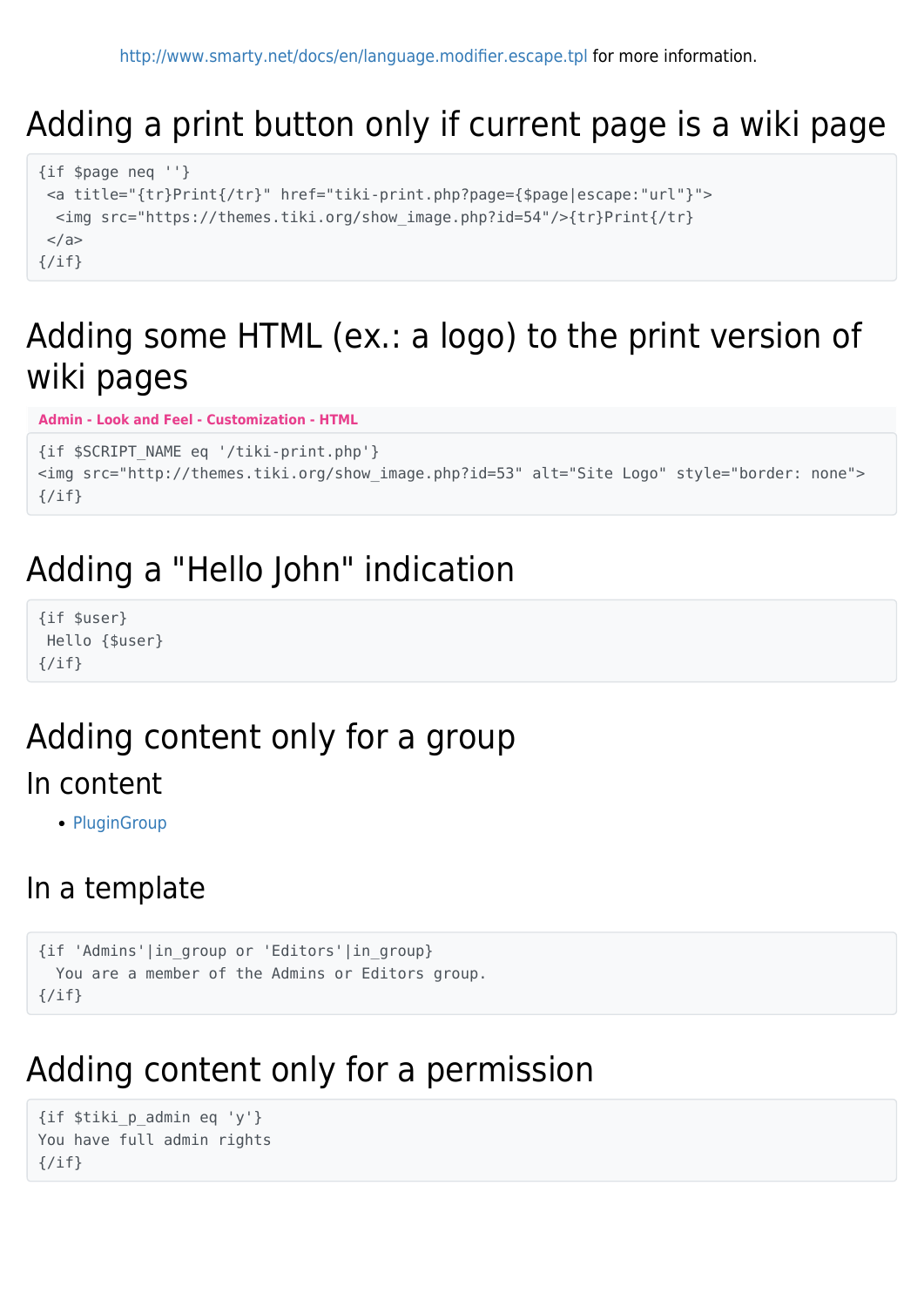http://www.smarty.net/docs/en/language.modifier.escape.tpl for more information.

# Adding a print button only if current page is a wiki page

```
{if $page neq ''}
 <a title="{tr}Print{/tr}" href="tiki-print.php?page={$page|escape:"url"}">
  <img src="https://themes.tiki.org/show_image.php?id=54"/>{tr}Print{/tr}
 </a>
{/if}
```

# Adding some HTML (ex.: a logo) to the print version of wiki pages

**Admin - Look and Feel - Customization - HTML**

```
{if $SCRIPT_NAME eq '/tiki-print.php'}
<img src="http://themes.tiki.org/show_image.php?id=53" alt="Site Logo" style="border: none">
{/if}
```

# Adding a "Hello John" indication

```
{if $user}
 Hello {$user}
{/if}
```

# Adding content only for a group

## In content

- PluginGroup

## In a template

```
{if 'Admins'|in_group or 'Editors'|in_group}
  You are a member of the Admins or Editors group.
{/if}
```

# Adding content only for a permission

```
{if $tiki_p_admin eq 'y'}
You have full admin rights
{/if}
```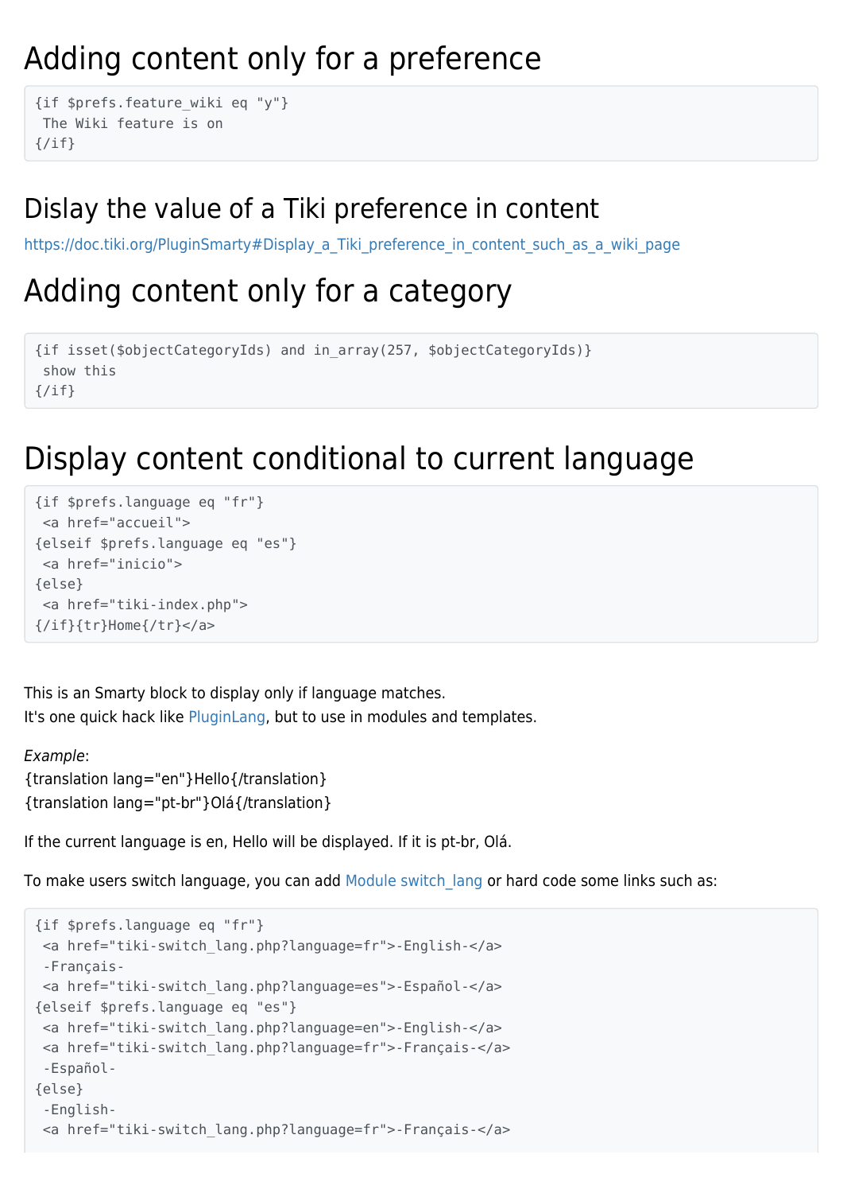# Adding content only for a preference

```
{if $prefs.feature_wiki eq "y"}
 The Wiki feature is on
{/if}
```

## Dislay the value of a Tiki preference in content

https://doc.tiki.org/PluginSmarty#Display_a_Tiki_preference_in_content_such_as_a_wiki_page

# Adding content only for a category

```
{if isset($objectCategoryIds) and in_array(257, $objectCategoryIds)}
 show this
{/if}
```

# Display content conditional to current language

```
{if $prefs.language eq "fr"}
 <a href="accueil">
{elseif $prefs.language eq "es"}
 <a href="inicio">
{else}
 <a href="tiki-index.php">
{/if}{tr}Home{/tr}</a>
```

This is an Smarty block to display only if language matches.
It's one quick hack like PluginLang, but to use in modules and templates.

*Example*:
{translation lang="en"}Hello{/translation}
{translation lang="pt-br"}Olá{/translation}

If the current language is en, Hello will be displayed. If it is pt-br, Olá.

To make users switch language, you can add Module switch_lang or hard code some links such as:

```
{if $prefs.language eq "fr"}
 <a href="tiki-switch_lang.php?language=fr">-English-</a>
 -Français-
 <a href="tiki-switch_lang.php?language=es">-Español-</a>
{elseif $prefs.language eq "es"}
 <a href="tiki-switch_lang.php?language=en">-English-</a>
 <a href="tiki-switch_lang.php?language=fr">-Français-</a>
 -Español-
{else}
 -English-
 <a href="tiki-switch_lang.php?language=fr">-Français-</a>
```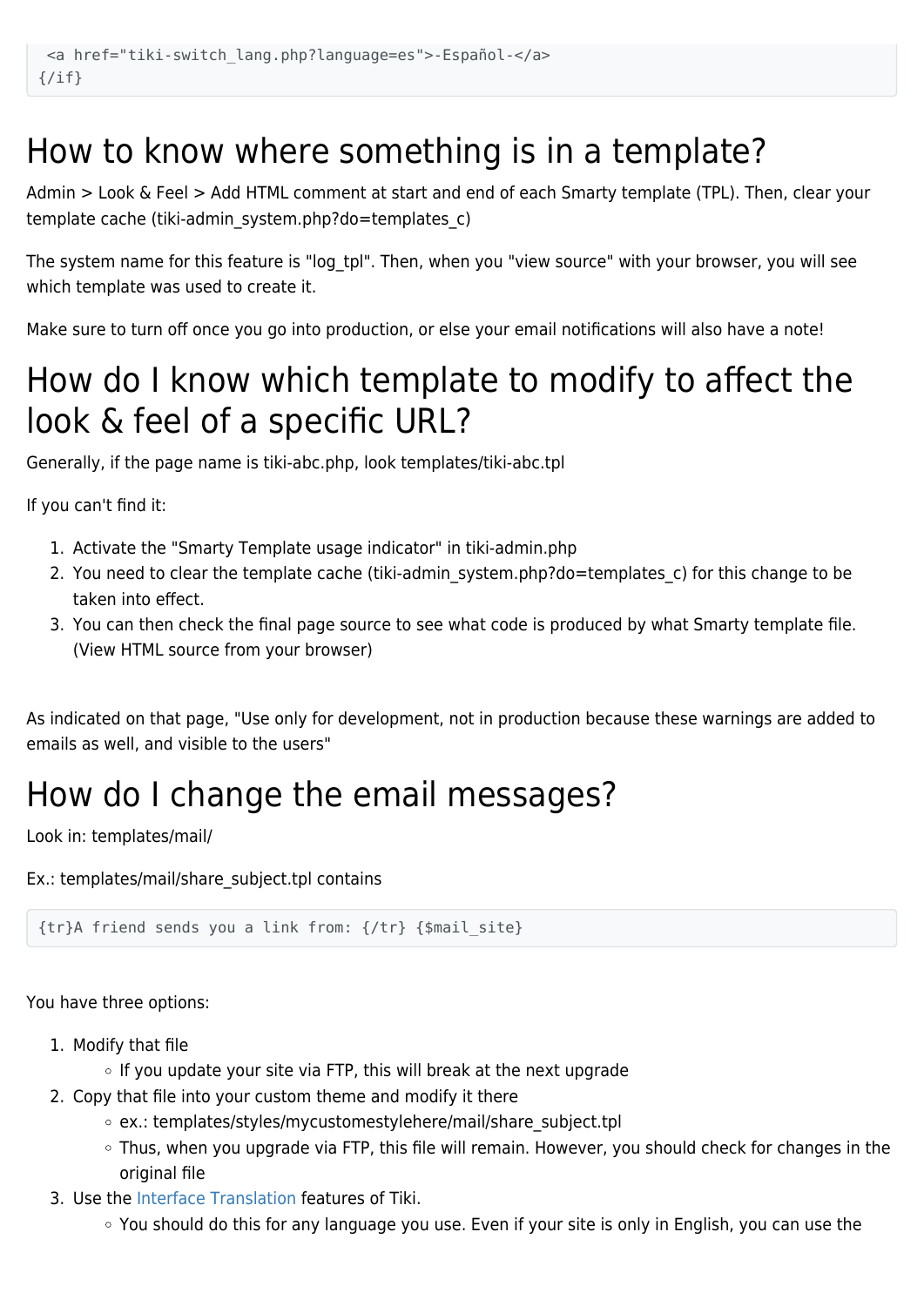```
 <a href="tiki-switch_lang.php?language=es">-Español-</a>
{/if}
```

# How to know where something is in a template?

Admin > Look & Feel > Add HTML comment at start and end of each Smarty template (TPL). Then, clear your template cache (tiki-admin_system.php?do=templates_c)

The system name for this feature is "log_tpl". Then, when you "view source" with your browser, you will see which template was used to create it.

Make sure to turn off once you go into production, or else your email notifications will also have a note!

# How do I know which template to modify to affect the look & feel of a specific URL?

Generally, if the page name is tiki-abc.php, look templates/tiki-abc.tpl

If you can't find it:

1. Activate the "Smarty Template usage indicator" in tiki-admin.php
2. You need to clear the template cache (tiki-admin_system.php?do=templates_c) for this change to be taken into effect.
3. You can then check the final page source to see what code is produced by what Smarty template file. (View HTML source from your browser)

As indicated on that page, "Use only for development, not in production because these warnings are added to emails as well, and visible to the users"

# How do I change the email messages?

Look in: templates/mail/

Ex.: templates/mail/share_subject.tpl contains

```
{tr}A friend sends you a link from: {/tr} {$mail_site}
```

You have three options:

1. Modify that file
   - If you update your site via FTP, this will break at the next upgrade
2. Copy that file into your custom theme and modify it there
   - ex.: templates/styles/mycustomestylehere/mail/share_subject.tpl
   - Thus, when you upgrade via FTP, this file will remain. However, you should check for changes in the original file
3. Use the Interface Translation features of Tiki.
   - You should do this for any language you use. Even if your site is only in English, you can use the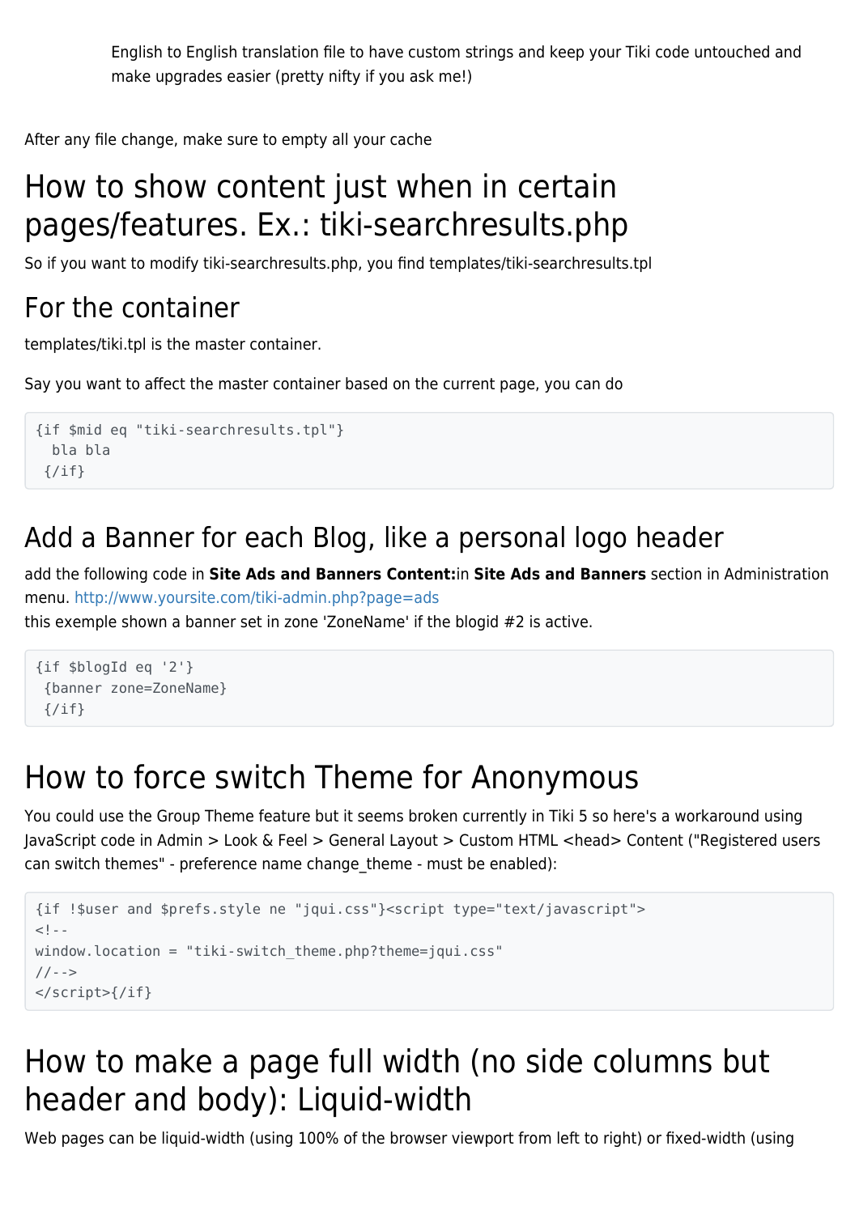English to English translation file to have custom strings and keep your Tiki code untouched and make upgrades easier (pretty nifty if you ask me!)

After any file change, make sure to empty all your cache

# How to show content just when in certain pages/features. Ex.: tiki-searchresults.php

So if you want to modify tiki-searchresults.php, you find templates/tiki-searchresults.tpl

## For the container

templates/tiki.tpl is the master container.

Say you want to affect the master container based on the current page, you can do

```
{if $mid eq "tiki-searchresults.tpl"}
  bla bla
 {/if}
```

## Add a Banner for each Blog, like a personal logo header

add the following code in **Site Ads and Banners Content:**in **Site Ads and Banners** section in Administration menu. http://www.yoursite.com/tiki-admin.php?page=ads
this exemple shown a banner set in zone 'ZoneName' if the blogid #2 is active.

```
{if $blogId eq '2'}
 {banner zone=ZoneName}
 {/if}
```

# How to force switch Theme for Anonymous

You could use the Group Theme feature but it seems broken currently in Tiki 5 so here's a workaround using JavaScript code in Admin > Look & Feel > General Layout > Custom HTML <head> Content ("Registered users can switch themes" - preference name change_theme - must be enabled):

```
{if !$user and $prefs.style ne "jqui.css"}<script type="text/javascript">
<!--
window.location = "tiki-switch_theme.php?theme=jqui.css"
//-->
</script>{/if}
```

# How to make a page full width (no side columns but header and body): Liquid-width

Web pages can be liquid-width (using 100% of the browser viewport from left to right) or fixed-width (using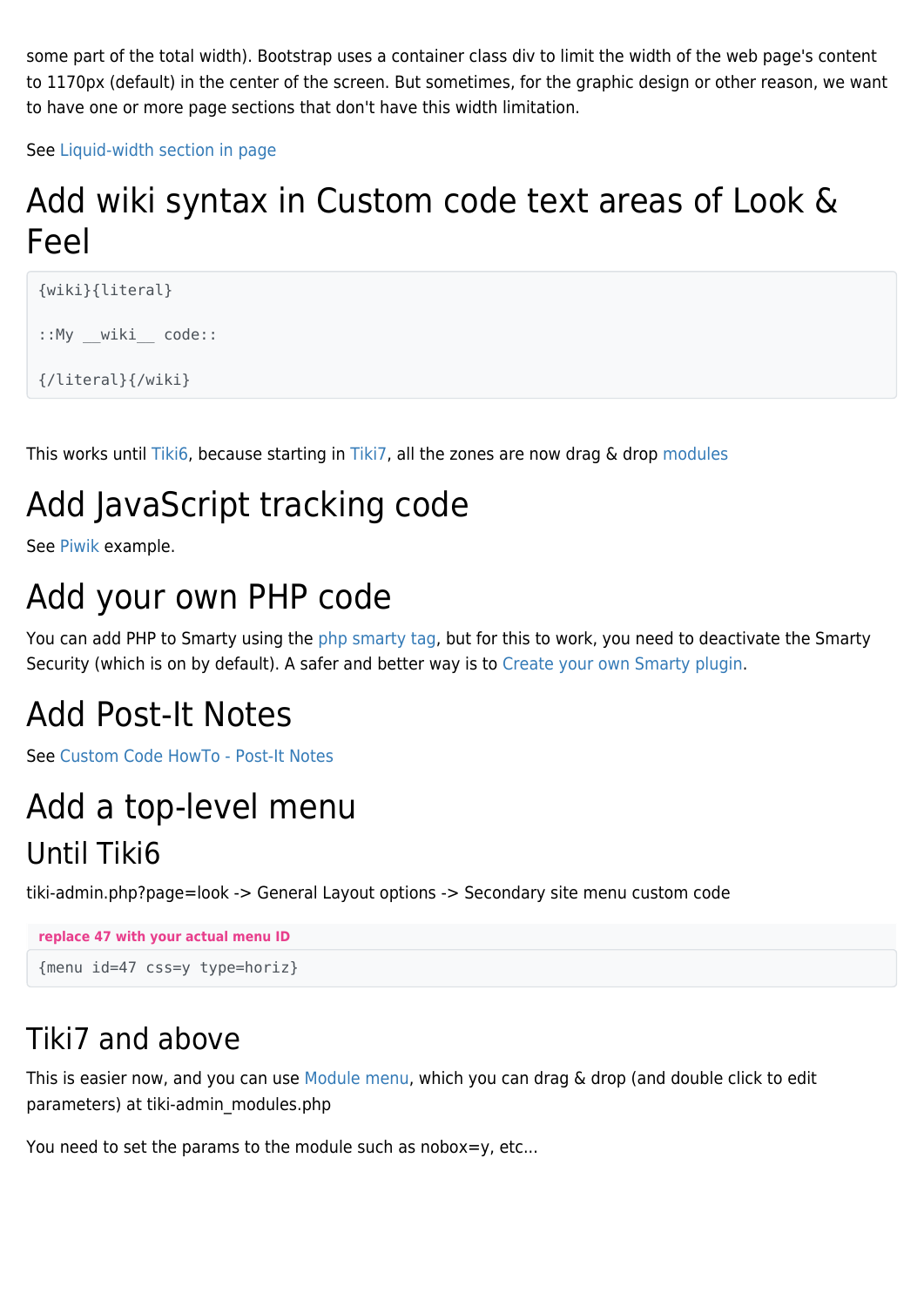some part of the total width). Bootstrap uses a container class div to limit the width of the web page's content to 1170px (default) in the center of the screen. But sometimes, for the graphic design or other reason, we want to have one or more page sections that don't have this width limitation.

See Liquid-width section in page

# Add wiki syntax in Custom code text areas of Look & Feel

```
{wiki}{literal}

::My __wiki__ code::

{/literal}{/wiki}
```

This works until Tiki6, because starting in Tiki7, all the zones are now drag & drop modules

# Add JavaScript tracking code

See Piwik example.

# Add your own PHP code

You can add PHP to Smarty using the php smarty tag, but for this to work, you need to deactivate the Smarty Security (which is on by default). A safer and better way is to Create your own Smarty plugin.

# Add Post-It Notes

See Custom Code HowTo - Post-It Notes

# Add a top-level menu

## Until Tiki6

tiki-admin.php?page=look -> General Layout options -> Secondary site menu custom code

**replace 47 with your actual menu ID**

```
{menu id=47 css=y type=horiz}
```

## Tiki7 and above

This is easier now, and you can use Module menu, which you can drag & drop (and double click to edit parameters) at tiki-admin_modules.php

You need to set the params to the module such as nobox=y, etc...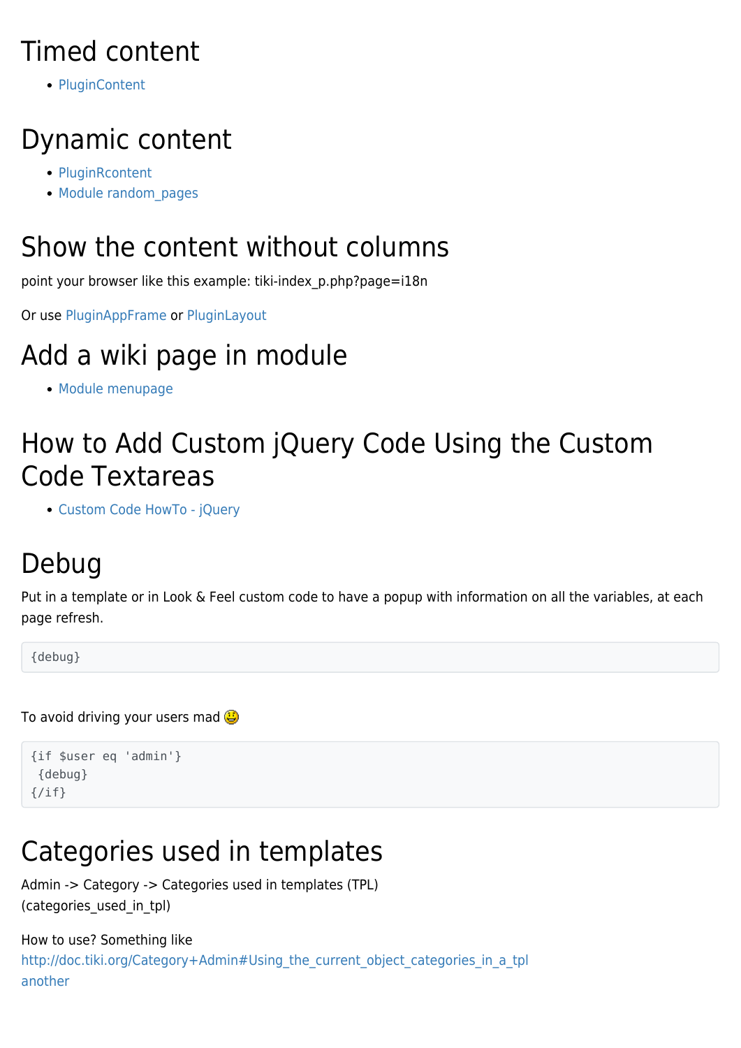# Timed content

- PluginContent

# Dynamic content

- PluginRcontent
- Module random_pages

# Show the content without columns

point your browser like this example: tiki-index_p.php?page=i18n

Or use PluginAppFrame or PluginLayout

# Add a wiki page in module

- Module menupage

# How to Add Custom jQuery Code Using the Custom Code Textareas

- Custom Code HowTo - jQuery

# Debug

Put in a template or in Look & Feel custom code to have a popup with information on all the variables, at each page refresh.

```
{debug}
```

To avoid driving your users mad 😃

```
{if $user eq 'admin'}
 {debug}
{/if}
```

# Categories used in templates

Admin -> Category -> Categories used in templates (TPL)
(categories_used_in_tpl)

How to use? Something like
http://doc.tiki.org/Category+Admin#Using_the_current_object_categories_in_a_tpl
another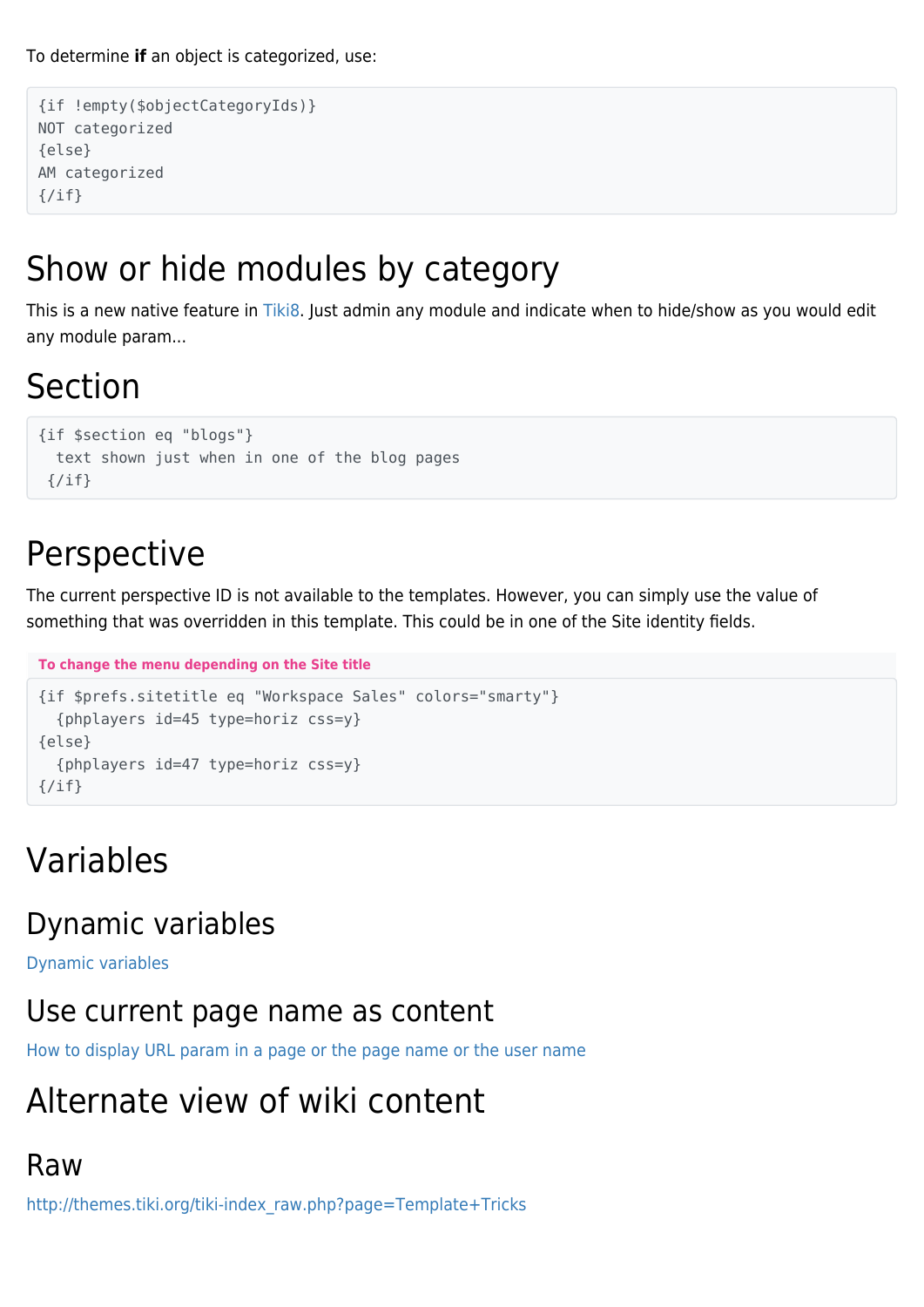To determine **if** an object is categorized, use:

```
{if !empty($objectCategoryIds)}
NOT categorized
{else}
AM categorized
{/if}
```

# Show or hide modules by category

This is a new native feature in Tiki8. Just admin any module and indicate when to hide/show as you would edit any module param...

# Section

```
{if $section eq "blogs"}
  text shown just when in one of the blog pages
 {/if}
```

# Perspective

The current perspective ID is not available to the templates. However, you can simply use the value of something that was overridden in this template. This could be in one of the Site identity fields.

**To change the menu depending on the Site title**

```
{if $prefs.sitetitle eq "Workspace Sales" colors="smarty"}
  {phplayers id=45 type=horiz css=y}
{else}
  {phplayers id=47 type=horiz css=y}
{/if}
```

# Variables

## Dynamic variables

Dynamic variables

## Use current page name as content

How to display URL param in a page or the page name or the user name

# Alternate view of wiki content

## Raw

http://themes.tiki.org/tiki-index_raw.php?page=Template+Tricks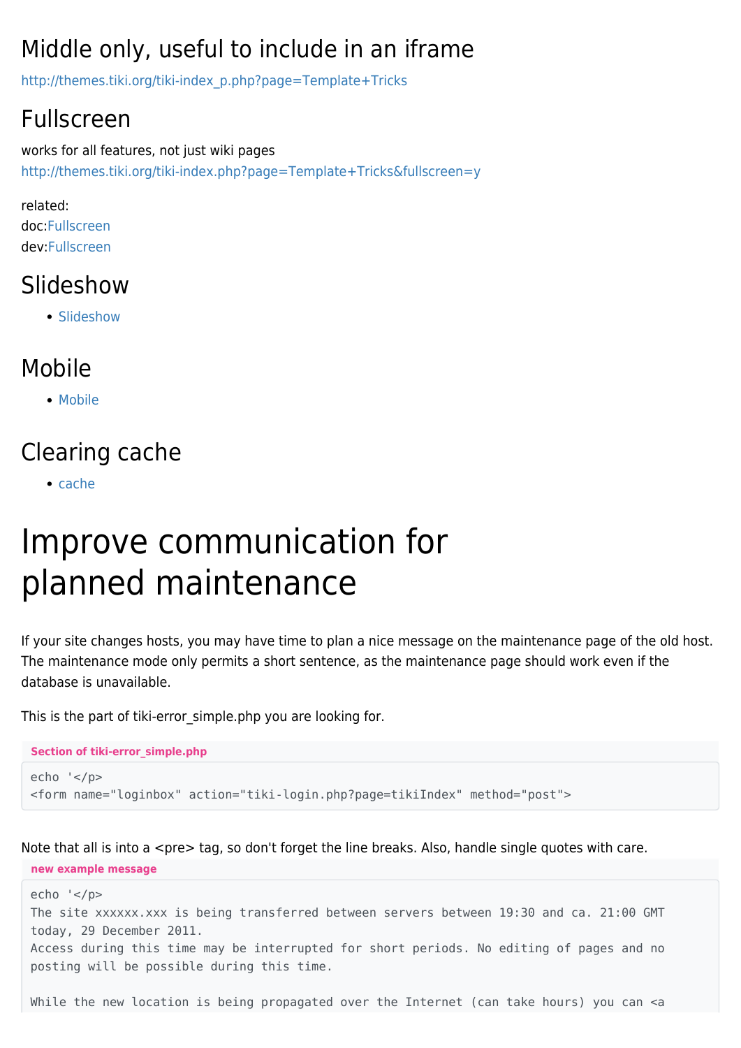## Middle only, useful to include in an iframe

http://themes.tiki.org/tiki-index_p.php?page=Template+Tricks

## Fullscreen

works for all features, not just wiki pages
http://themes.tiki.org/tiki-index.php?page=Template+Tricks&fullscreen=y

related:
doc:Fullscreen
dev:Fullscreen

## Slideshow

- Slideshow

## Mobile

- Mobile

## Clearing cache

- cache

# Improve communication for planned maintenance

If your site changes hosts, you may have time to plan a nice message on the maintenance page of the old host. The maintenance mode only permits a short sentence, as the maintenance page should work even if the database is unavailable.

This is the part of tiki-error_simple.php you are looking for.

**Section of tiki-error_simple.php**

```
echo '</p>
<form name="loginbox" action="tiki-login.php?page=tikiIndex" method="post">
```

Note that all is into a <pre> tag, so don't forget the line breaks. Also, handle single quotes with care.

**new example message**

```
echo '</p>
The site xxxxxx.xxx is being transferred between servers between 19:30 and ca. 21:00 GMT
today, 29 December 2011.
Access during this time may be interrupted for short periods. No editing of pages and no
posting will be possible during this time.

While the new location is being propagated over the Internet (can take hours) you can <a
```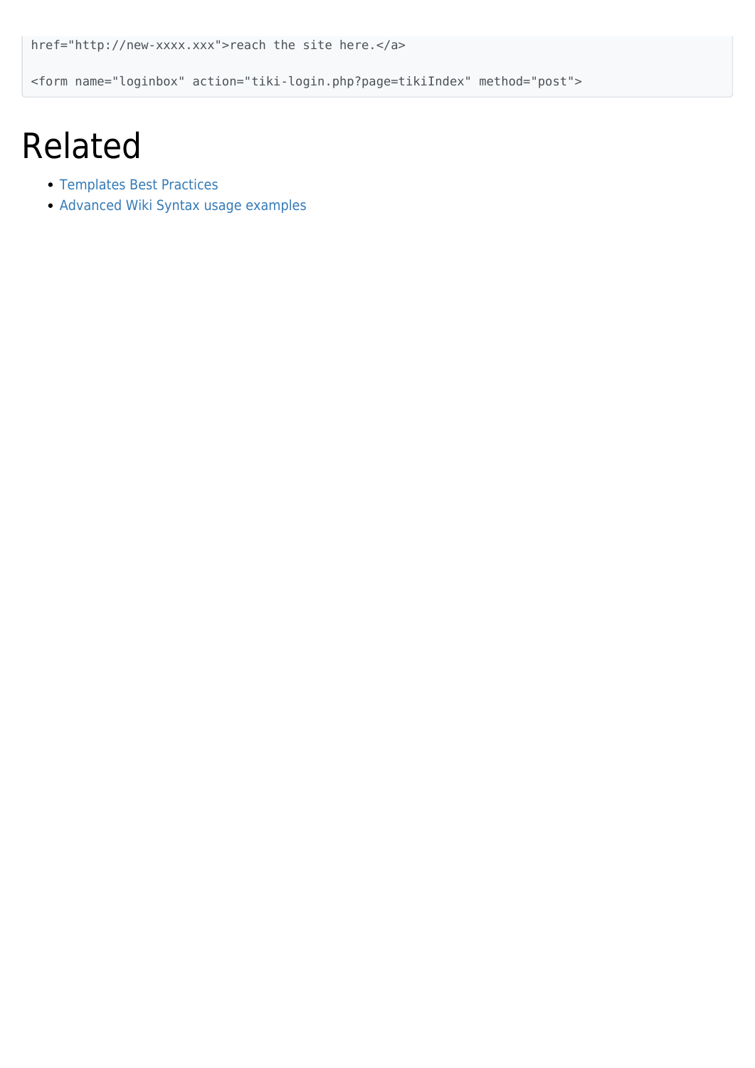```
href="http://new-xxxx.xxx">reach the site here.</a>

<form name="loginbox" action="tiki-login.php?page=tikiIndex" method="post">
```

# Related

- Templates Best Practices
- Advanced Wiki Syntax usage examples